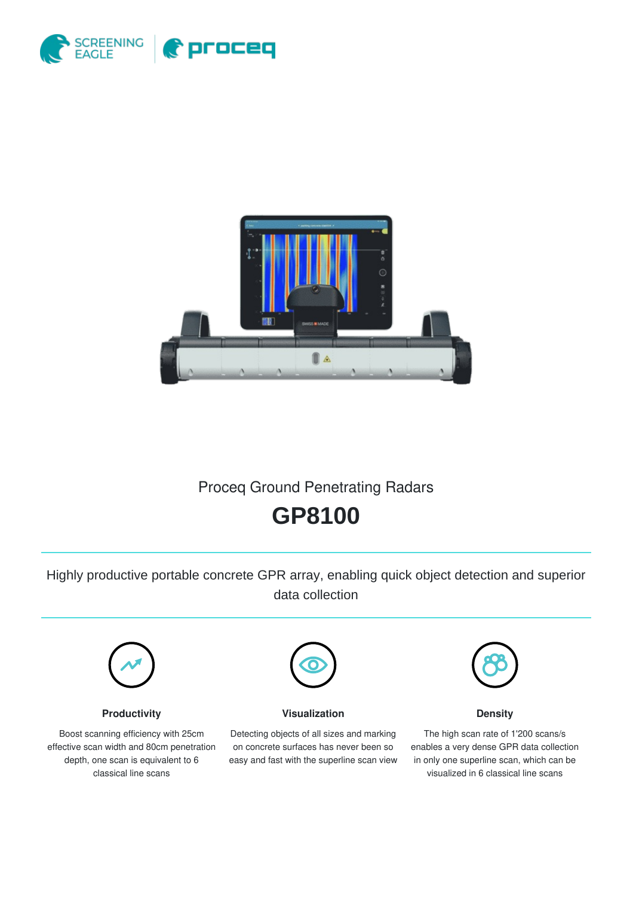Proceq Ground Penetrating Radars

# GP8100

Highly productive portable concrete GPR array, enabling quick object detection and superior data collection

### Productivity

Boost scanning efficiency with 25cm effective scan width and 80cm penetration depth, one scan is equivalent to 6 classical line scans

### Visualization

Detecting objects of all sizes and marking on concrete surfaces has never been so easy and fast with the superline scan view

### Density

The high scan rate of 1'200 scans/s enables a very dense GPR data collection in only one superline scan, which can be visualized in 6 classical line scans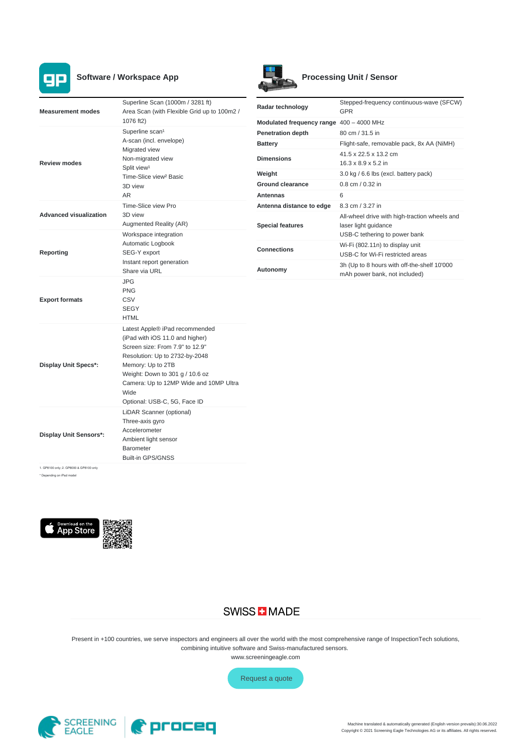## Software / Workspace App

| | |
|---|---|
| **Measurement modes** | Superline Scan (1000m / 3281 ft)<br>Area Scan (with Flexible Grid up to 100m2 / 1076 ft2) |
| **Review modes** | Superline scan[1]<br>A-scan (incl. envelope)<br>Migrated view<br>Non-migrated view<br>Split view[1]<br>Time-Slice view[2] Basic<br>3D view<br>AR |
| **Advanced visualization** | Time-Slice view Pro<br>3D view<br>Augmented Reality (AR) |
| **Reporting** | Workspace integration<br>Automatic Logbook<br>SEG-Y export<br>Instant report generation<br>Share via URL |
| **Export formats** | JPG<br>PNG<br>CSV<br>SEGY<br>HTML |
| **Display Unit Specs*:** | Latest Apple® iPad recommended<br>(iPad with iOS 11.0 and higher)<br>Screen size: From 7.9" to 12.9"<br>Resolution: Up to 2732-by-2048<br>Memory: Up to 2TB<br>Weight: Down to 301 g / 10.6 oz<br>Camera: Up to 12MP Wide and 10MP Ultra Wide<br>Optional: USB-C, 5G, Face ID |
| **Display Unit Sensors*:** | LiDAR Scanner (optional)<br>Three-axis gyro<br>Accelerometer<br>Ambient light sensor<br>Barometer<br>Built-in GPS/GNSS |

1. GP8100 only; 2. GP8000 & GP8100 only

* Depending on iPad model

## Processing Unit / Sensor

| | |
|---|---|
| **Radar technology** | Stepped-frequency continuous-wave (SFCW) GPR |
| **Modulated frequency range** | 400 – 4000 MHz |
| **Penetration depth** | 80 cm / 31.5 in |
| **Battery** | Flight-safe, removable pack, 8x AA (NiMH) |
| **Dimensions** | 41.5 x 22.5 x 13.2 cm<br>16.3 x 8.9 x 5.2 in |
| **Weight** | 3.0 kg / 6.6 lbs (excl. battery pack) |
| **Ground clearance** | 0.8 cm / 0.32 in |
| **Antennas** | 6 |
| **Antenna distance to edge** | 8.3 cm / 3.27 in |
| **Special features** | All-wheel drive with high-traction wheels and laser light guidance<br>USB-C tethering to power bank |
| **Connections** | Wi-Fi (802.11n) to display unit<br>USB-C for Wi-Fi restricted areas |
| **Autonomy** | 3h (Up to 8 hours with off-the-shelf 10'000 mAh power bank, not included) |

Download on the App Store

SWISS MADE

Present in +100 countries, we serve inspectors and engineers all over the world with the most comprehensive range of InspectionTech solutions, combining intuitive software and Swiss-manufactured sensors.
www.screeningeagle.com

Request a quote

SCREENING EAGLE proceq

Machine translated & automatically generated (English version prevails):30.06.2022
Copyright © 2021 Screening Eagle Technologies AG or its affiliates. All rights reserved.